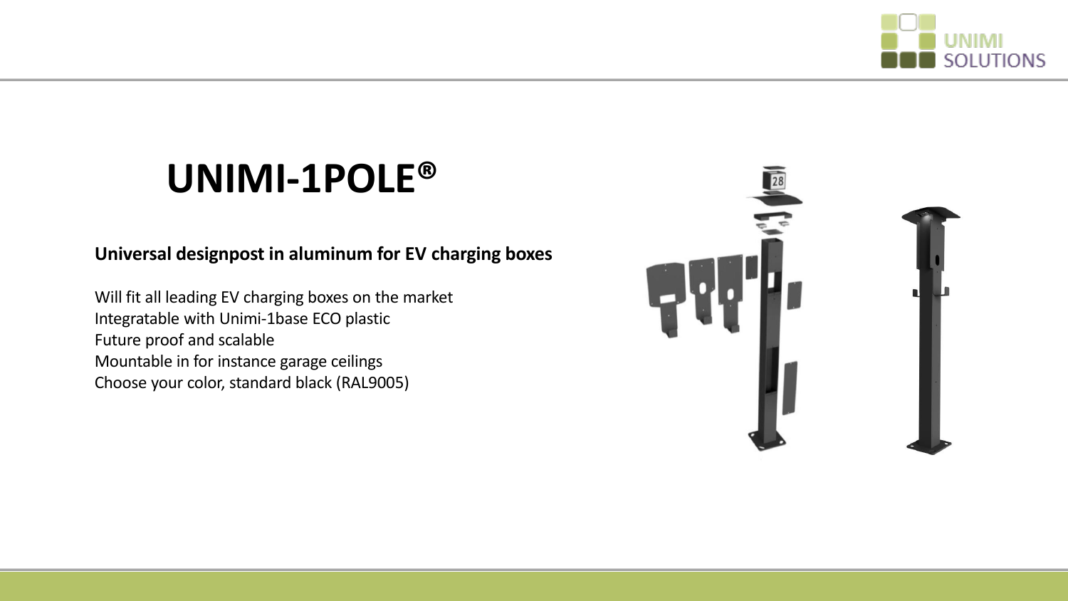# UNIMI-1POLE®

**Universal designpost in aluminum for EV charging boxes**

Will fit all leading EV charging boxes on the market
Integratable with Unimi-1base ECO plastic
Future proof and scalable
Mountable in for instance garage ceilings
Choose your color, standard black (RAL9005)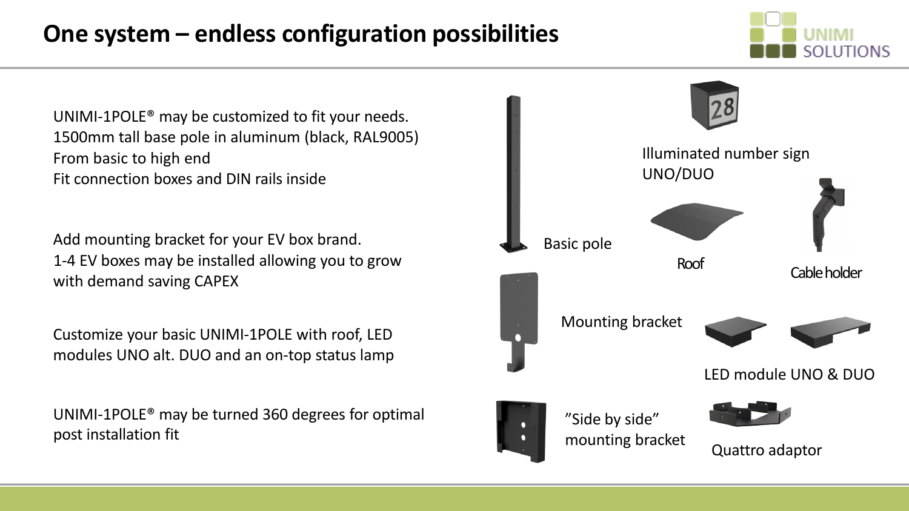# One system – endless configuration possibilities

UNIMI-1POLE® may be customized to fit your needs.
1500mm tall base pole in aluminum (black, RAL9005)
From basic to high end
Fit connection boxes and DIN rails inside

Add mounting bracket for your EV box brand.
1-4 EV boxes may be installed allowing you to grow with demand saving CAPEX

Customize your basic UNIMI-1POLE with roof, LED modules UNO alt. DUO and an on-top status lamp

UNIMI-1POLE® may be turned 360 degrees for optimal post installation fit

Basic pole

Illuminated number sign UNO/DUO

Roof

Cable holder

Mounting bracket

LED module UNO & DUO

"Side by side" mounting bracket

Quattro adaptor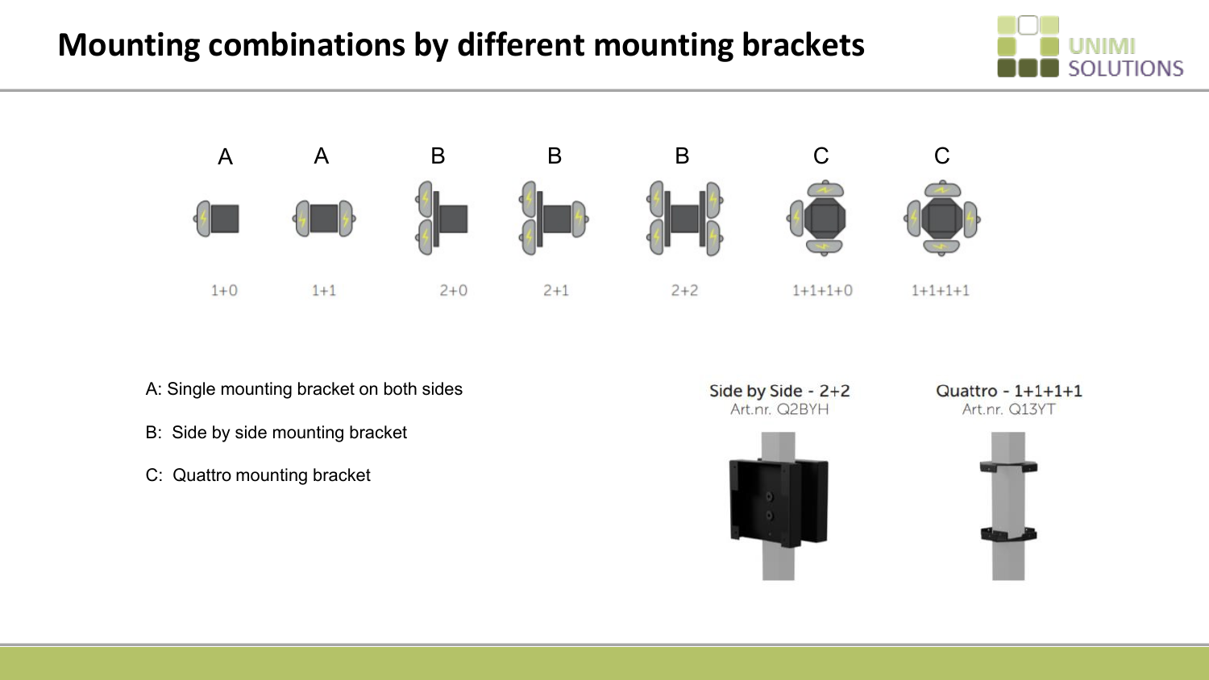# Mounting combinations by different mounting brackets

| A | A | B | B | B | C | C |
|---|---|---|---|---|---|---|
| 1+0 | 1+1 | 2+0 | 2+1 | 2+2 | 1+1+1+0 | 1+1+1+1 |

A: Single mounting bracket on both sides

B: Side by side mounting bracket

C: Quattro mounting bracket

Side by Side - 2+2
Art.nr. Q2BYH

Quattro - 1+1+1+1
Art.nr. Q13YT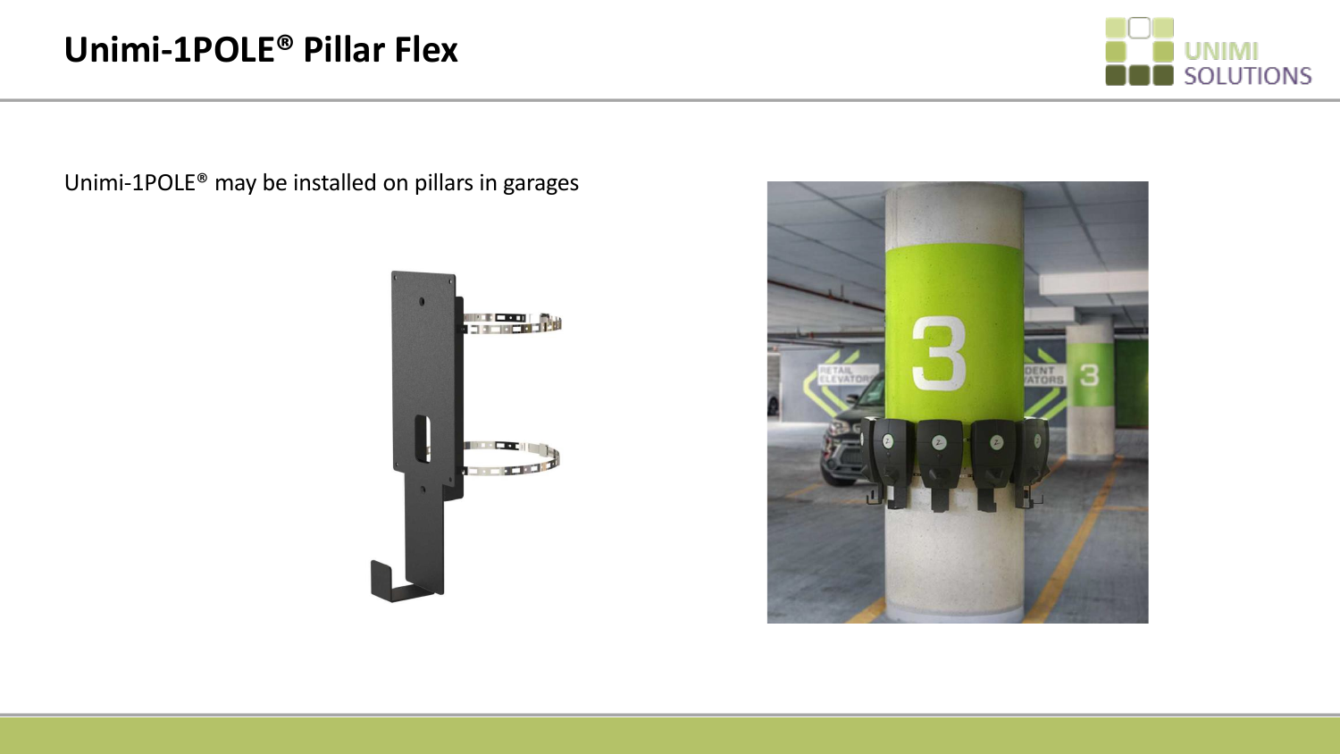# Unimi-1POLE® Pillar Flex

Unimi-1POLE® may be installed on pillars in garages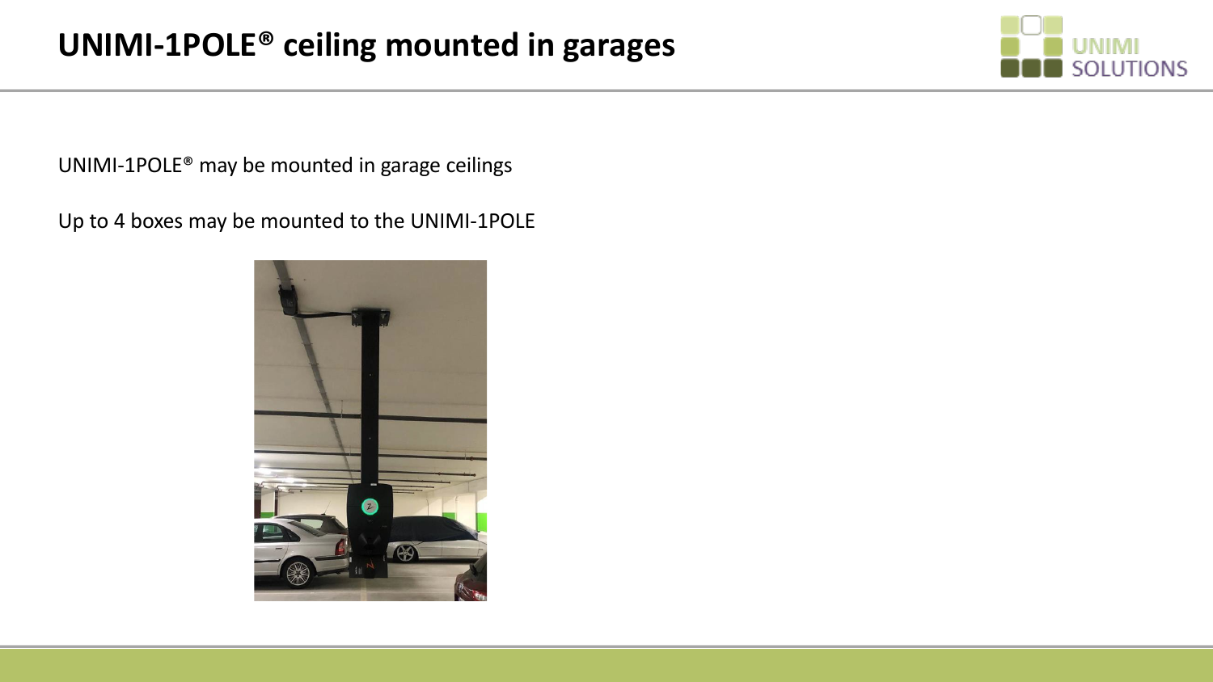# UNIMI-1POLE® ceiling mounted in garages

UNIMI-1POLE® may be mounted in garage ceilings

Up to 4 boxes may be mounted to the UNIMI-1POLE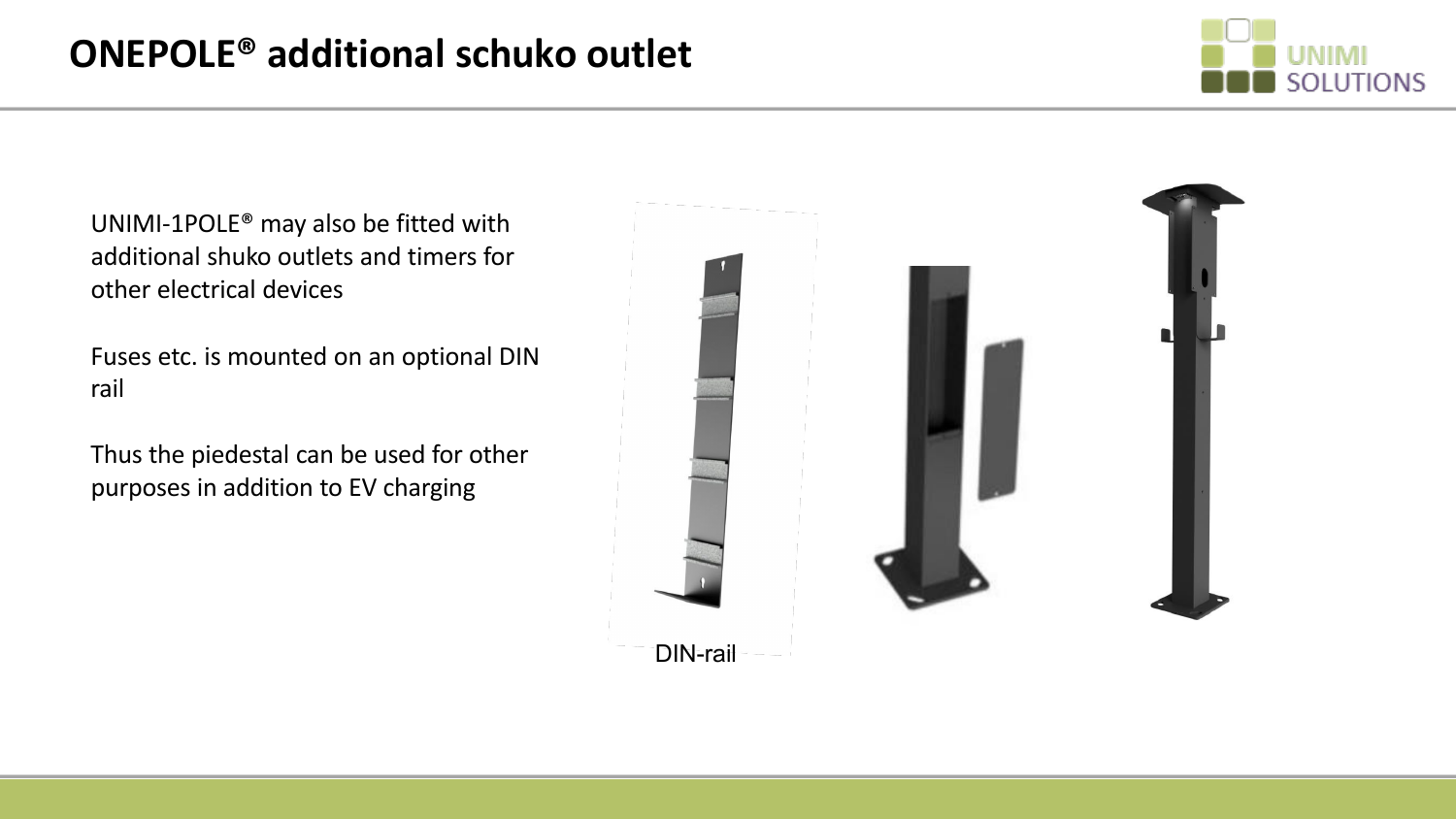# ONEPOLE® additional schuko outlet

UNIMI-1POLE® may also be fitted with additional shuko outlets and timers for other electrical devices

Fuses etc. is mounted on an optional DIN rail

Thus the piedestal can be used for other purposes in addition to EV charging

DIN-rail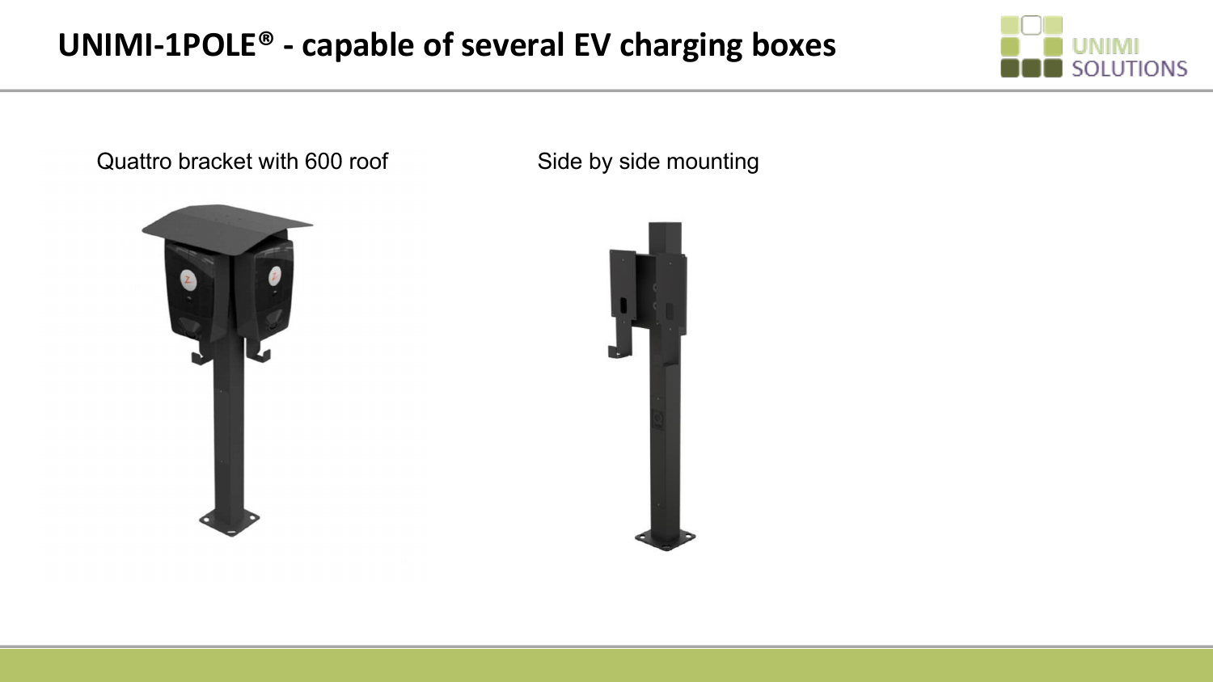# UNIMI-1POLE® - capable of several EV charging boxes

Quattro bracket with 600 roof

Side by side mounting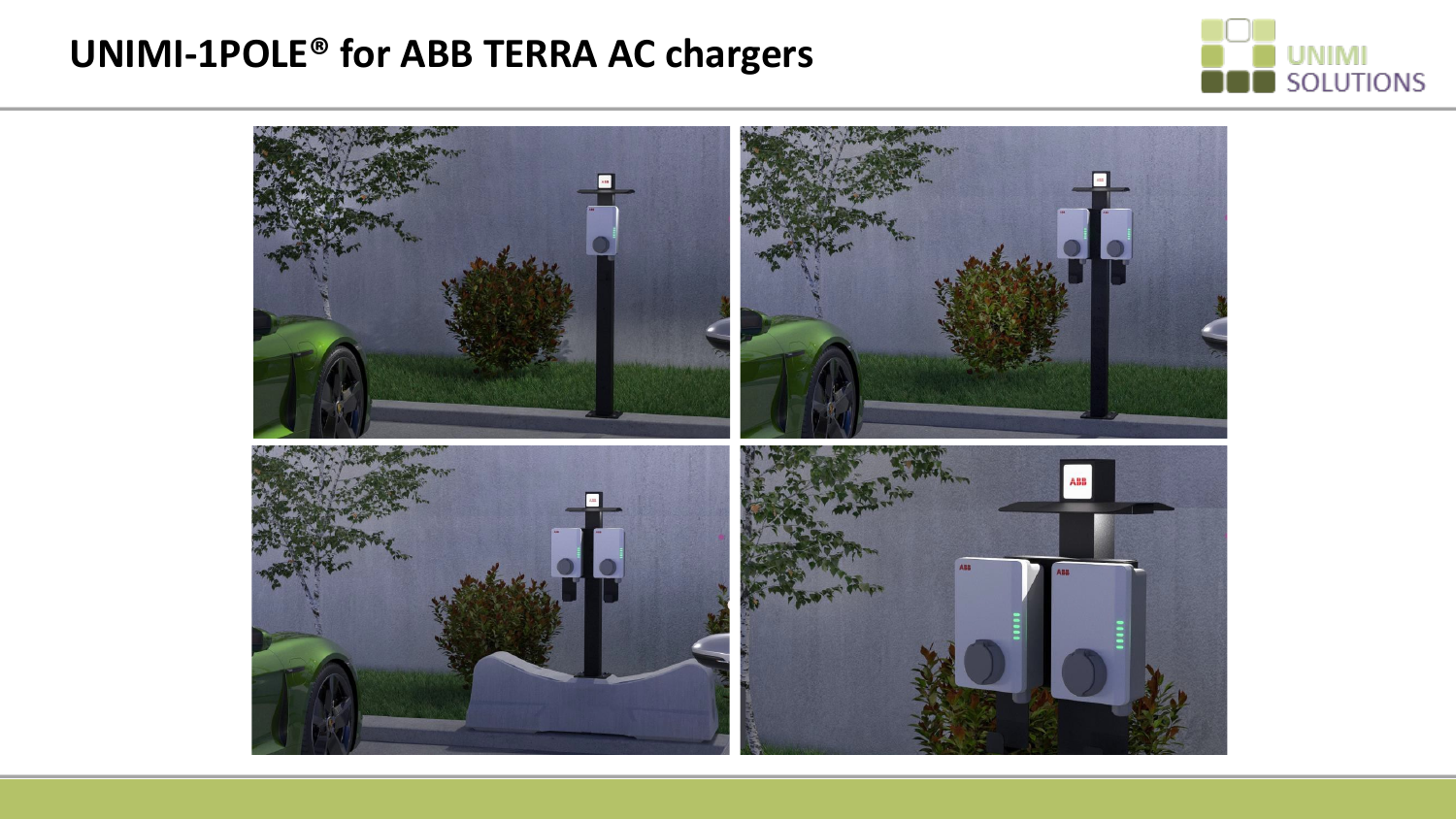# UNIMI-1POLE® for ABB TERRA AC chargers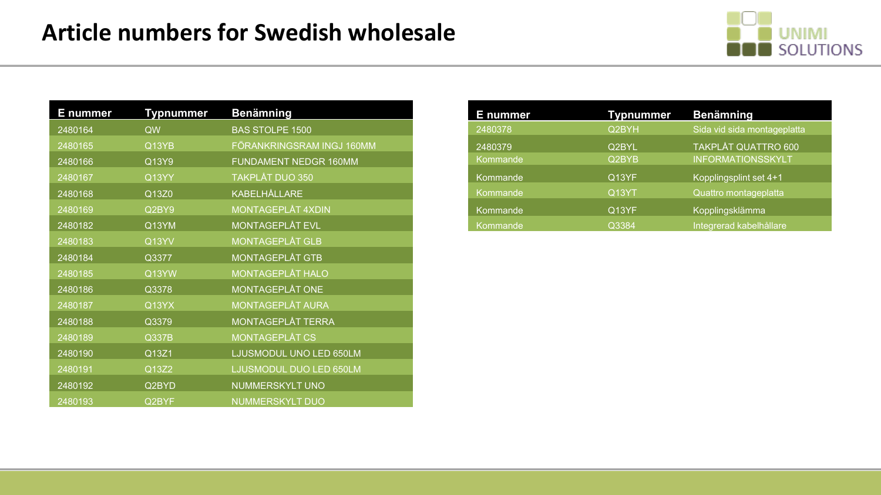# Article numbers for Swedish wholesale

| E nummer | Typnummer | Benämning |
|---|---|---|
| 2480164 | QW | BAS STOLPE 1500 |
| 2480165 | Q13YB | FÖRANKRINGSRAM INGJ 160MM |
| 2480166 | Q13Y9 | FUNDAMENT NEDGR 160MM |
| 2480167 | Q13YY | TAKPLÅT DUO 350 |
| 2480168 | Q13Z0 | KABELHÅLLARE |
| 2480169 | Q2BY9 | MONTAGEPLÅT 4XDIN |
| 2480182 | Q13YM | MONTAGEPLÅT EVL |
| 2480183 | Q13YV | MONTAGEPLÅT GLB |
| 2480184 | Q3377 | MONTAGEPLÅT GTB |
| 2480185 | Q13YW | MONTAGEPLÅT HALO |
| 2480186 | Q3378 | MONTAGEPLÅT ONE |
| 2480187 | Q13YX | MONTAGEPLÅT AURA |
| 2480188 | Q3379 | MONTAGEPLÅT TERRA |
| 2480189 | Q337B | MONTAGEPLÅT CS |
| 2480190 | Q13Z1 | LJUSMODUL UNO LED 650LM |
| 2480191 | Q13Z2 | LJUSMODUL DUO LED 650LM |
| 2480192 | Q2BYD | NUMMERSKYLT UNO |
| 2480193 | Q2BYF | NUMMERSKYLT DUO |

| E nummer | Typnummer | Benämning |
|---|---|---|
| 2480378 | Q2BYH | Sida vid sida montageplatta |
| 2480379 | Q2BYL | TAKPLÅT QUATTRO 600 |
| Kommande | Q2BYB | INFORMATIONSSKYLT |
| Kommande | Q13YF | Kopplingsplint set 4+1 |
| Kommande | Q13YT | Quattro montageplatta |
| Kommande | Q13YF | Kopplingsklämma |
| Kommande | Q3384 | Integrerad kabelhållare |